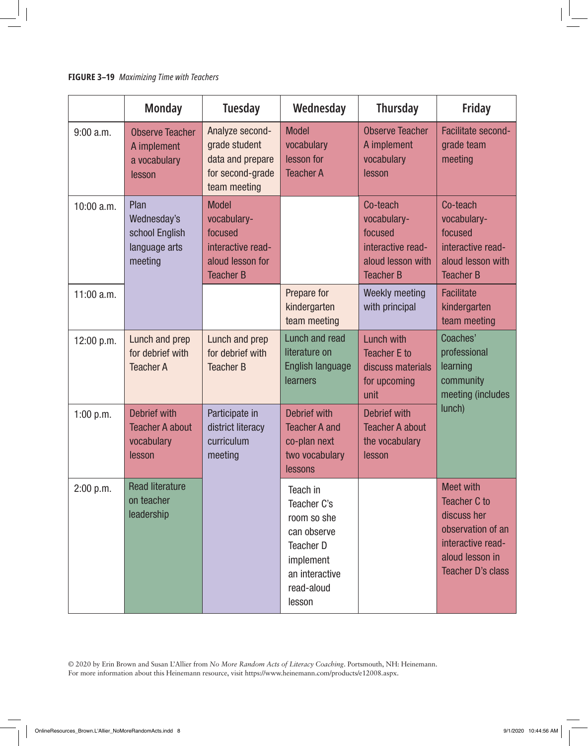**FIGURE 3–19** *Maximizing Time with Teachers*

| | Monday | Tuesday | Wednesday | Thursday | Friday |
|---|---|---|---|---|---|
| 9:00 a.m. | Observe Teacher A implement a vocabulary lesson | Analyze second-grade student data and prepare for second-grade team meeting | Model vocabulary lesson for Teacher A | Observe Teacher A implement vocabulary lesson | Facilitate second-grade team meeting |
| 10:00 a.m. | Plan Wednesday's school English language arts meeting | Model vocabulary-focused interactive read-aloud lesson for Teacher B | | Co-teach vocabulary-focused interactive read-aloud lesson with Teacher B | Co-teach vocabulary-focused interactive read-aloud lesson with Teacher B |
| 11:00 a.m. | | | Prepare for kindergarten team meeting | Weekly meeting with principal | Facilitate kindergarten team meeting |
| 12:00 p.m. | Lunch and prep for debrief with Teacher A | Lunch and prep for debrief with Teacher B | Lunch and read literature on English language learners | Lunch with Teacher E to discuss materials for upcoming unit | Coaches' professional learning community meeting (includes lunch) |
| 1:00 p.m. | Debrief with Teacher A about vocabulary lesson | Participate in district literacy curriculum meeting | Debrief with Teacher A and co-plan next two vocabulary lessons | Debrief with Teacher A about the vocabulary lesson | |
| 2:00 p.m. | Read literature on teacher leadership | | Teach in Teacher C's room so she can observe Teacher D implement an interactive read-aloud lesson | | Meet with Teacher C to discuss her observation of an interactive read-aloud lesson in Teacher D's class |

© 2020 by Erin Brown and Susan L'Allier from *No More Random Acts of Literacy Coaching*. Portsmouth, NH: Heinemann. For more information about this Heinemann resource, visit https://www.heinemann.com/products/e12008.aspx.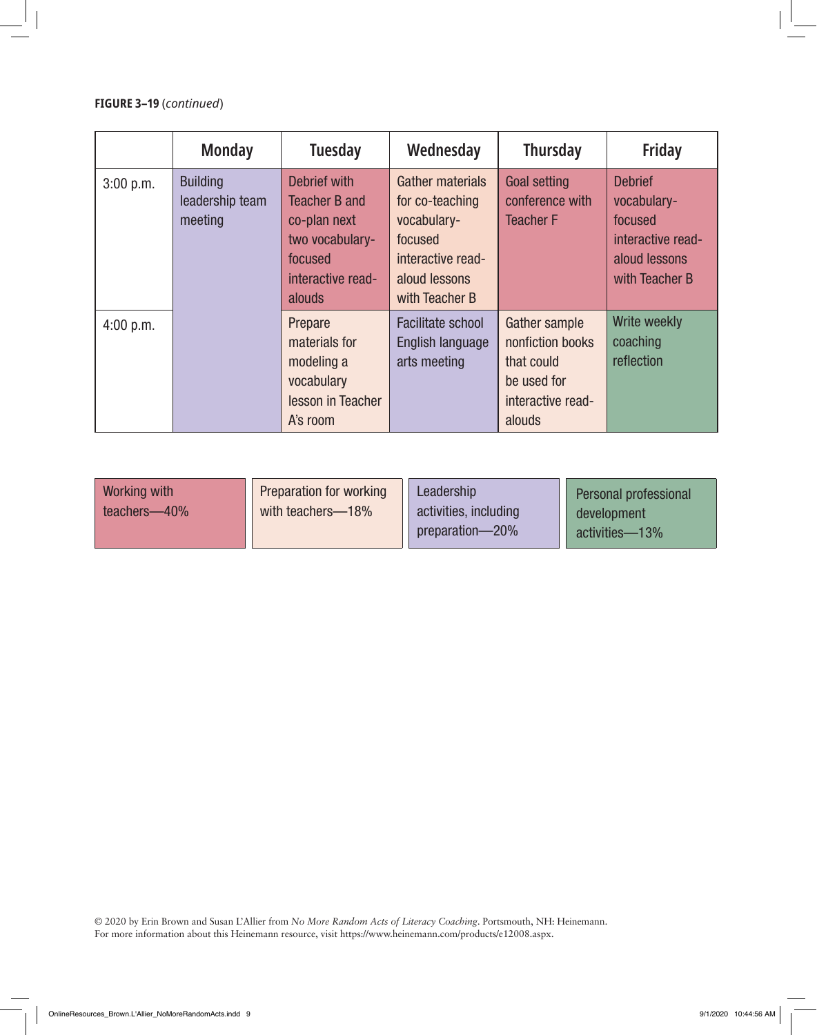**FIGURE 3–19** (*continued*)

| | Monday | Tuesday | Wednesday | Thursday | Friday |
|---|---|---|---|---|---|
| 3:00 p.m. | Building leadership team meeting | Debrief with Teacher B and co-plan next two vocabulary-focused interactive read-alouds | Gather materials for co-teaching vocabulary-focused interactive read-aloud lessons with Teacher B | Goal setting conference with Teacher F | Debrief vocabulary-focused interactive read-aloud lessons with Teacher B |
| 4:00 p.m. | | Prepare materials for modeling a vocabulary lesson in Teacher A's room | Facilitate school English language arts meeting | Gather sample nonfiction books that could be used for interactive read-alouds | Write weekly coaching reflection |

Working with teachers—40%

Preparation for working with teachers—18%

Leadership activities, including preparation—20%

Personal professional development activities—13%

© 2020 by Erin Brown and Susan L'Allier from *No More Random Acts of Literacy Coaching*. Portsmouth, NH: Heinemann.
For more information about this Heinemann resource, visit https://www.heinemann.com/products/e12008.aspx.